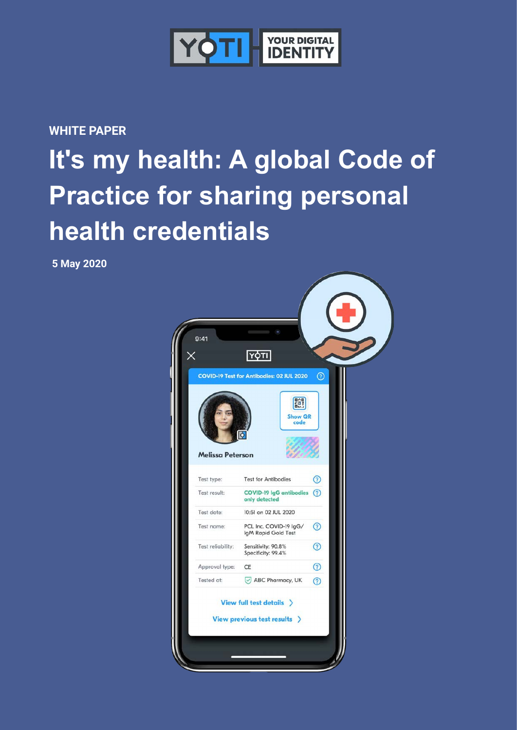YOTI YOUR DIGITAL IDENTITY

WHITE PAPER

# It's my health: A global Code of Practice for sharing personal health credentials

5 May 2020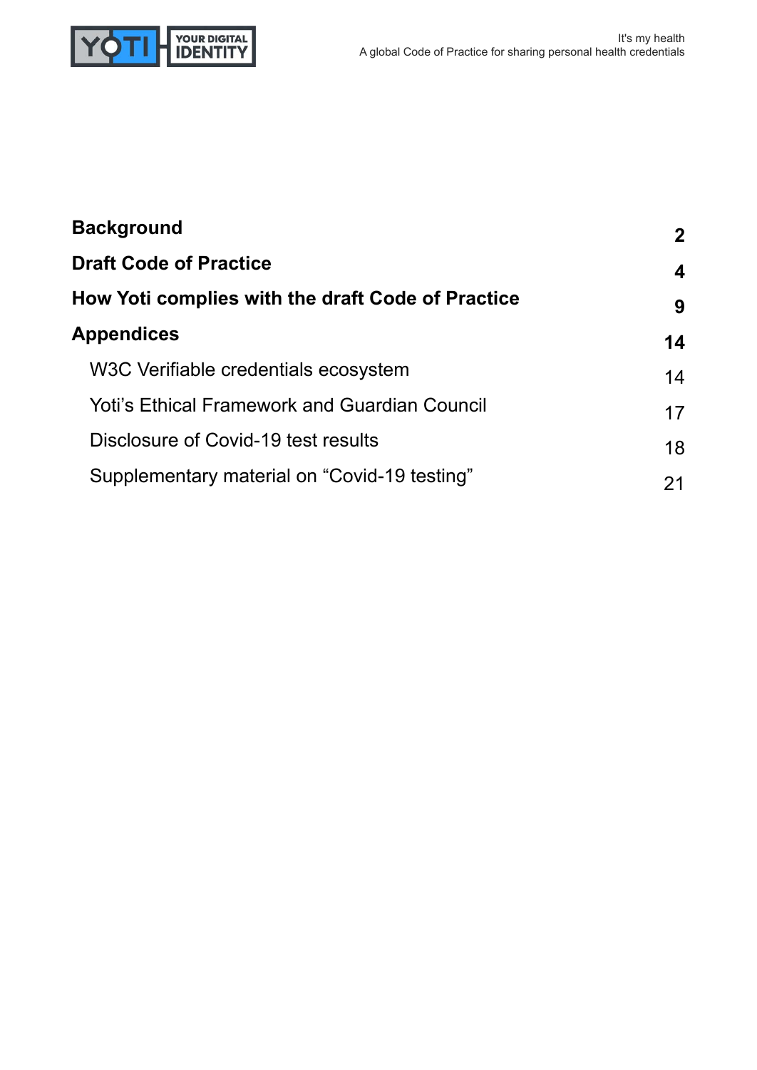| | |
|---|---|
| **Background** | **2** |
| **Draft Code of Practice** | **4** |
| **How Yoti complies with the draft Code of Practice** | **9** |
| **Appendices** | **14** |
| W3C Verifiable credentials ecosystem | 14 |
| Yoti's Ethical Framework and Guardian Council | 17 |
| Disclosure of Covid-19 test results | 18 |
| Supplementary material on "Covid-19 testing" | 21 |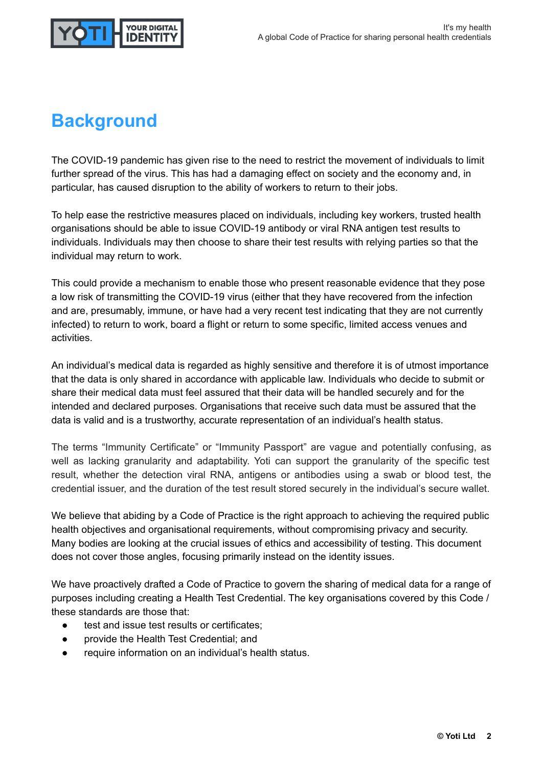# Background

The COVID-19 pandemic has given rise to the need to restrict the movement of individuals to limit further spread of the virus. This has had a damaging effect on society and the economy and, in particular, has caused disruption to the ability of workers to return to their jobs.

To help ease the restrictive measures placed on individuals, including key workers, trusted health organisations should be able to issue COVID-19 antibody or viral RNA antigen test results to individuals. Individuals may then choose to share their test results with relying parties so that the individual may return to work.

This could provide a mechanism to enable those who present reasonable evidence that they pose a low risk of transmitting the COVID-19 virus (either that they have recovered from the infection and are, presumably, immune, or have had a very recent test indicating that they are not currently infected) to return to work, board a flight or return to some specific, limited access venues and activities.

An individual's medical data is regarded as highly sensitive and therefore it is of utmost importance that the data is only shared in accordance with applicable law. Individuals who decide to submit or share their medical data must feel assured that their data will be handled securely and for the intended and declared purposes. Organisations that receive such data must be assured that the data is valid and is a trustworthy, accurate representation of an individual's health status.

The terms "Immunity Certificate" or "Immunity Passport" are vague and potentially confusing, as well as lacking granularity and adaptability. Yoti can support the granularity of the specific test result, whether the detection viral RNA, antigens or antibodies using a swab or blood test, the credential issuer, and the duration of the test result stored securely in the individual's secure wallet.

We believe that abiding by a Code of Practice is the right approach to achieving the required public health objectives and organisational requirements, without compromising privacy and security. Many bodies are looking at the crucial issues of ethics and accessibility of testing. This document does not cover those angles, focusing primarily instead on the identity issues.

We have proactively drafted a Code of Practice to govern the sharing of medical data for a range of purposes including creating a Health Test Credential. The key organisations covered by this Code / these standards are those that:

- test and issue test results or certificates;
- provide the Health Test Credential; and
- require information on an individual's health status.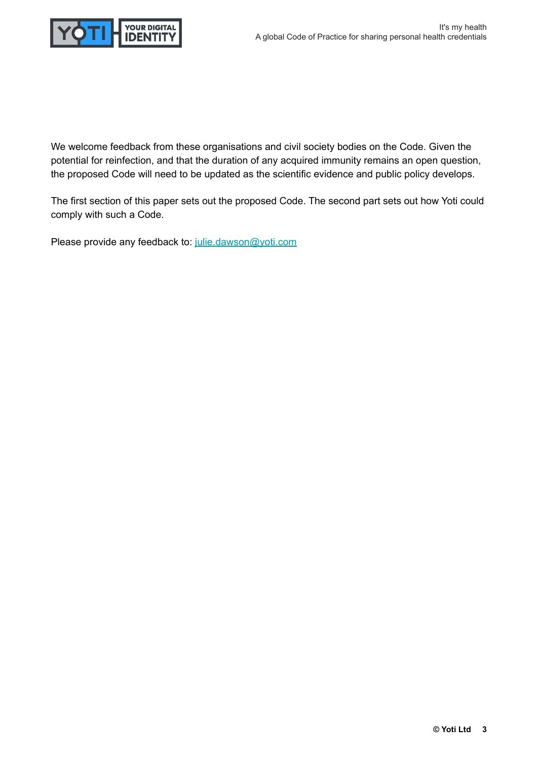We welcome feedback from these organisations and civil society bodies on the Code. Given the potential for reinfection, and that the duration of any acquired immunity remains an open question, the proposed Code will need to be updated as the scientific evidence and public policy develops.

The first section of this paper sets out the proposed Code. The second part sets out how Yoti could comply with such a Code.

Please provide any feedback to: [julie.dawson@yoti.com](mailto:julie.dawson@yoti.com)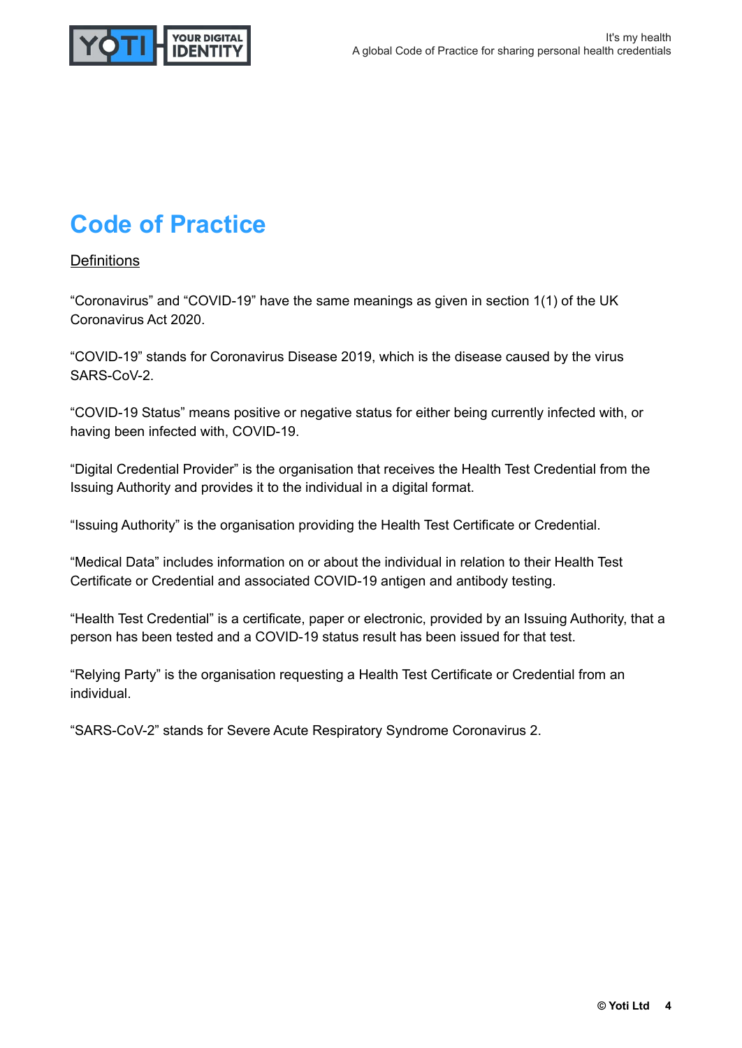# Code of Practice

## Definitions

"Coronavirus" and "COVID-19" have the same meanings as given in section 1(1) of the UK Coronavirus Act 2020.

"COVID-19" stands for Coronavirus Disease 2019, which is the disease caused by the virus SARS-CoV-2.

"COVID-19 Status" means positive or negative status for either being currently infected with, or having been infected with, COVID-19.

"Digital Credential Provider" is the organisation that receives the Health Test Credential from the Issuing Authority and provides it to the individual in a digital format.

"Issuing Authority" is the organisation providing the Health Test Certificate or Credential.

"Medical Data" includes information on or about the individual in relation to their Health Test Certificate or Credential and associated COVID-19 antigen and antibody testing.

"Health Test Credential" is a certificate, paper or electronic, provided by an Issuing Authority, that a person has been tested and a COVID-19 status result has been issued for that test.

"Relying Party" is the organisation requesting a Health Test Certificate or Credential from an individual.

"SARS-CoV-2" stands for Severe Acute Respiratory Syndrome Coronavirus 2.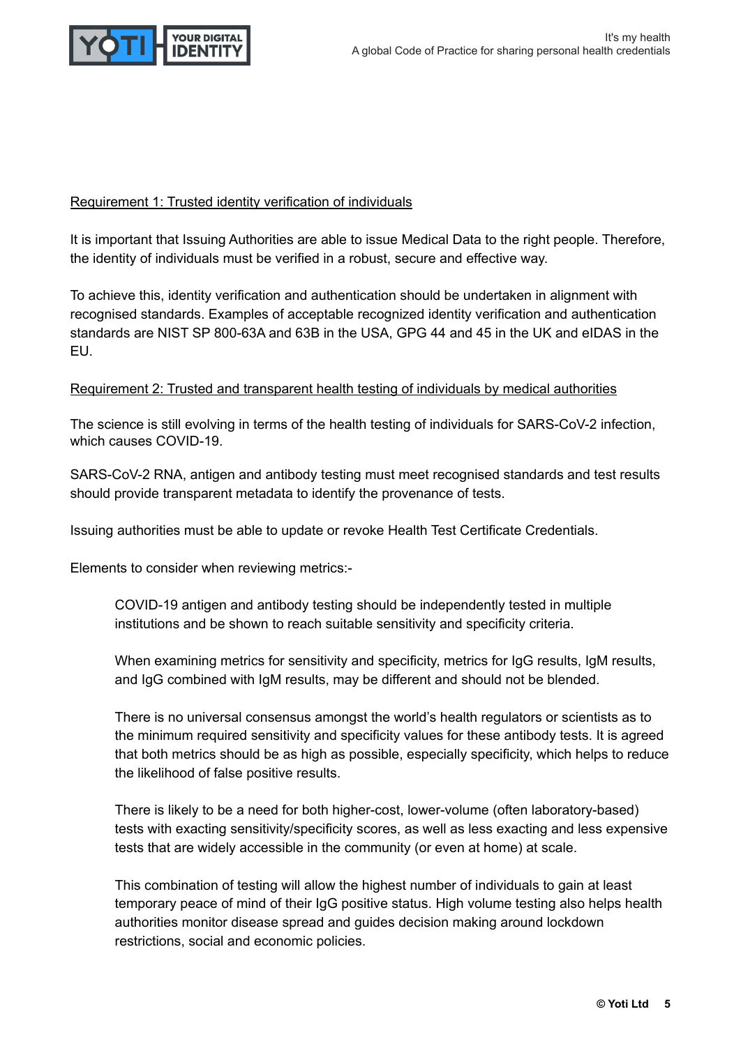Requirement 1: Trusted identity verification of individuals

It is important that Issuing Authorities are able to issue Medical Data to the right people. Therefore, the identity of individuals must be verified in a robust, secure and effective way.

To achieve this, identity verification and authentication should be undertaken in alignment with recognised standards. Examples of acceptable recognized identity verification and authentication standards are NIST SP 800-63A and 63B in the USA, GPG 44 and 45 in the UK and eIDAS in the EU.

Requirement 2: Trusted and transparent health testing of individuals by medical authorities

The science is still evolving in terms of the health testing of individuals for SARS-CoV-2 infection, which causes COVID-19.

SARS-CoV-2 RNA, antigen and antibody testing must meet recognised standards and test results should provide transparent metadata to identify the provenance of tests.

Issuing authorities must be able to update or revoke Health Test Certificate Credentials.

Elements to consider when reviewing metrics:-

> COVID-19 antigen and antibody testing should be independently tested in multiple institutions and be shown to reach suitable sensitivity and specificity criteria.
>
> When examining metrics for sensitivity and specificity, metrics for IgG results, IgM results, and IgG combined with IgM results, may be different and should not be blended.
>
> There is no universal consensus amongst the world's health regulators or scientists as to the minimum required sensitivity and specificity values for these antibody tests. It is agreed that both metrics should be as high as possible, especially specificity, which helps to reduce the likelihood of false positive results.
>
> There is likely to be a need for both higher-cost, lower-volume (often laboratory-based) tests with exacting sensitivity/specificity scores, as well as less exacting and less expensive tests that are widely accessible in the community (or even at home) at scale.
>
> This combination of testing will allow the highest number of individuals to gain at least temporary peace of mind of their IgG positive status. High volume testing also helps health authorities monitor disease spread and guides decision making around lockdown restrictions, social and economic policies.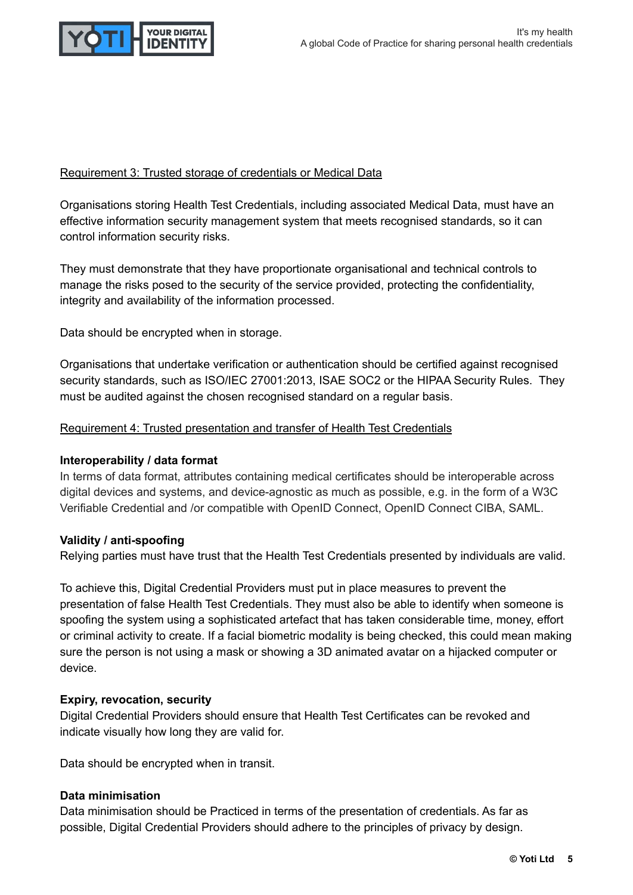Requirement 3: Trusted storage of credentials or Medical Data

Organisations storing Health Test Credentials, including associated Medical Data, must have an effective information security management system that meets recognised standards, so it can control information security risks.

They must demonstrate that they have proportionate organisational and technical controls to manage the risks posed to the security of the service provided, protecting the confidentiality, integrity and availability of the information processed.

Data should be encrypted when in storage.

Organisations that undertake verification or authentication should be certified against recognised security standards, such as ISO/IEC 27001:2013, ISAE SOC2 or the HIPAA Security Rules.  They must be audited against the chosen recognised standard on a regular basis.

Requirement 4: Trusted presentation and transfer of Health Test Credentials

**Interoperability / data format**

In terms of data format, attributes containing medical certificates should be interoperable across digital devices and systems, and device-agnostic as much as possible, e.g. in the form of a W3C Verifiable Credential and /or compatible with OpenID Connect, OpenID Connect CIBA, SAML.

**Validity / anti-spoofing**

Relying parties must have trust that the Health Test Credentials presented by individuals are valid.

To achieve this, Digital Credential Providers must put in place measures to prevent the presentation of false Health Test Credentials. They must also be able to identify when someone is spoofing the system using a sophisticated artefact that has taken considerable time, money, effort or criminal activity to create. If a facial biometric modality is being checked, this could mean making sure the person is not using a mask or showing a 3D animated avatar on a hijacked computer or device.

**Expiry, revocation, security**

Digital Credential Providers should ensure that Health Test Certificates can be revoked and indicate visually how long they are valid for.

Data should be encrypted when in transit.

**Data minimisation**

Data minimisation should be Practiced in terms of the presentation of credentials. As far as possible, Digital Credential Providers should adhere to the principles of privacy by design.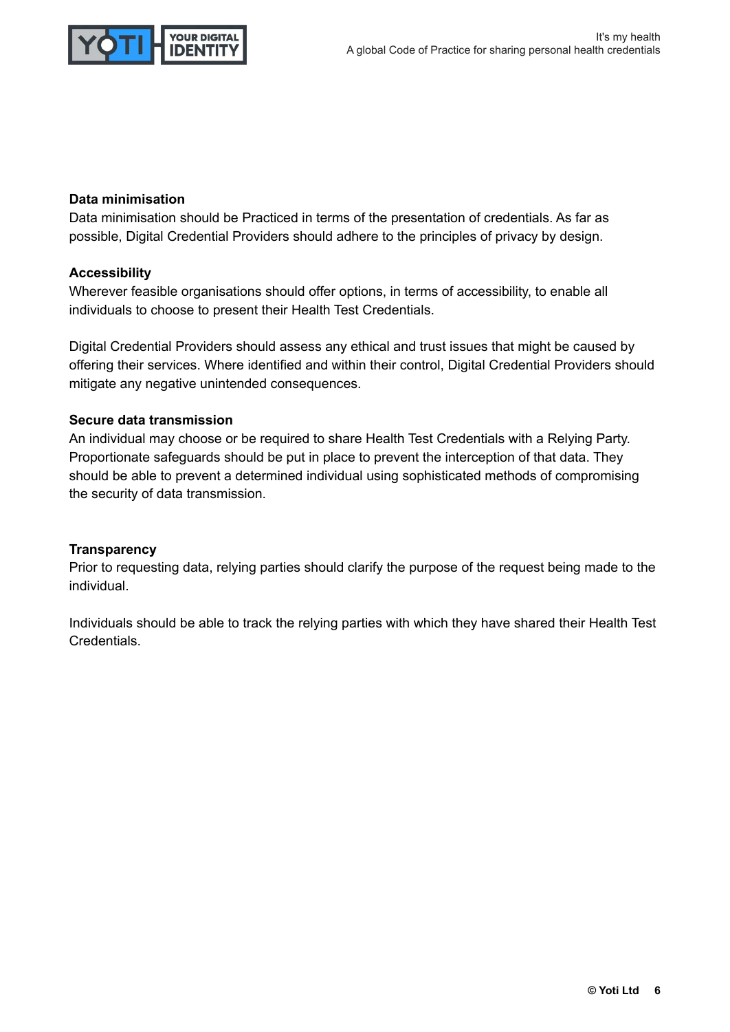**Data minimisation**
Data minimisation should be Practiced in terms of the presentation of credentials. As far as possible, Digital Credential Providers should adhere to the principles of privacy by design.

**Accessibility**
Wherever feasible organisations should offer options, in terms of accessibility, to enable all individuals to choose to present their Health Test Credentials.

Digital Credential Providers should assess any ethical and trust issues that might be caused by offering their services. Where identified and within their control, Digital Credential Providers should mitigate any negative unintended consequences.

**Secure data transmission**
An individual may choose or be required to share Health Test Credentials with a Relying Party. Proportionate safeguards should be put in place to prevent the interception of that data. They should be able to prevent a determined individual using sophisticated methods of compromising the security of data transmission.

**Transparency**
Prior to requesting data, relying parties should clarify the purpose of the request being made to the individual.

Individuals should be able to track the relying parties with which they have shared their Health Test Credentials.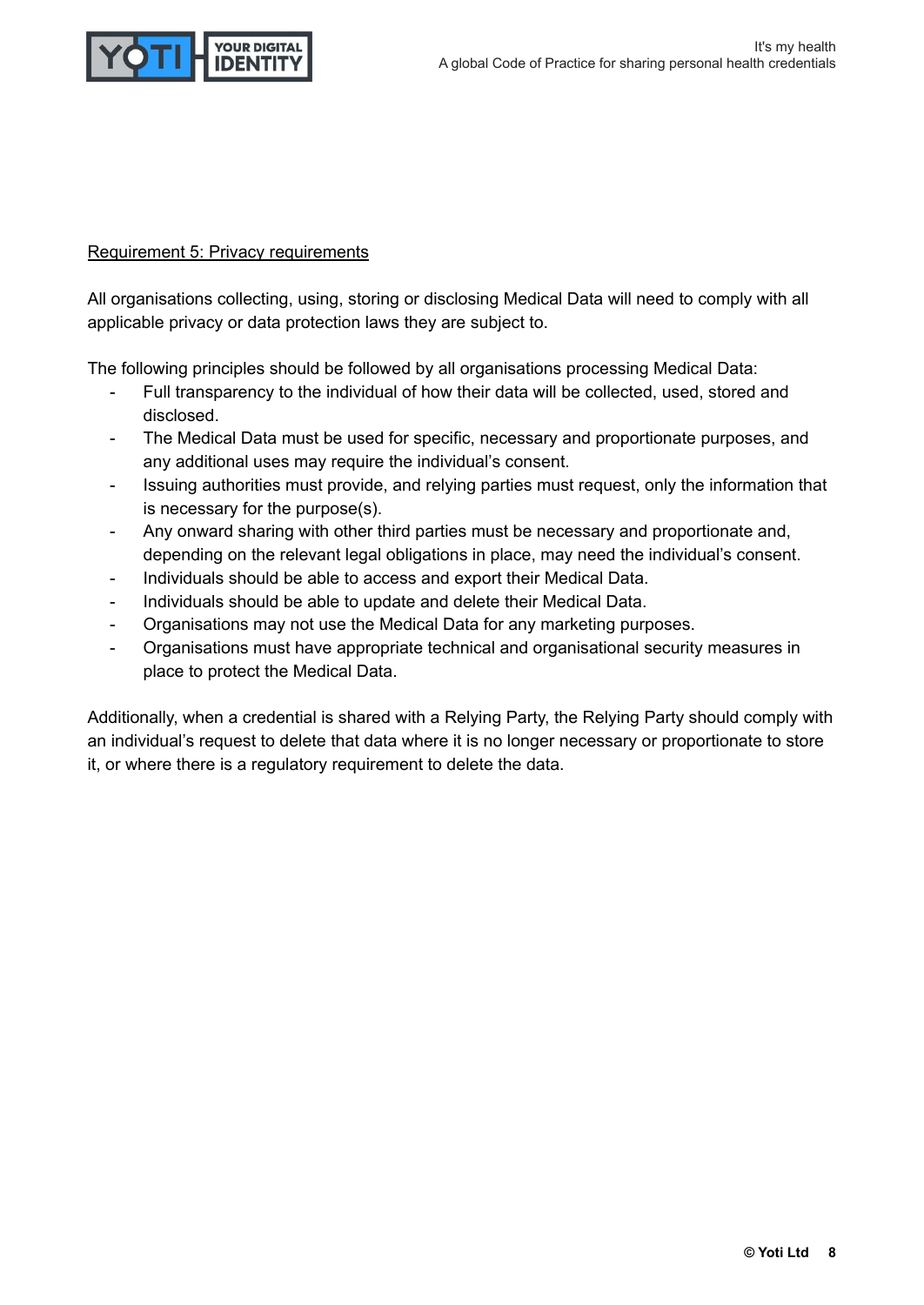Requirement 5: Privacy requirements

All organisations collecting, using, storing or disclosing Medical Data will need to comply with all applicable privacy or data protection laws they are subject to.

The following principles should be followed by all organisations processing Medical Data:

- Full transparency to the individual of how their data will be collected, used, stored and disclosed.
- The Medical Data must be used for specific, necessary and proportionate purposes, and any additional uses may require the individual's consent.
- Issuing authorities must provide, and relying parties must request, only the information that is necessary for the purpose(s).
- Any onward sharing with other third parties must be necessary and proportionate and, depending on the relevant legal obligations in place, may need the individual's consent.
- Individuals should be able to access and export their Medical Data.
- Individuals should be able to update and delete their Medical Data.
- Organisations may not use the Medical Data for any marketing purposes.
- Organisations must have appropriate technical and organisational security measures in place to protect the Medical Data.

Additionally, when a credential is shared with a Relying Party, the Relying Party should comply with an individual's request to delete that data where it is no longer necessary or proportionate to store it, or where there is a regulatory requirement to delete the data.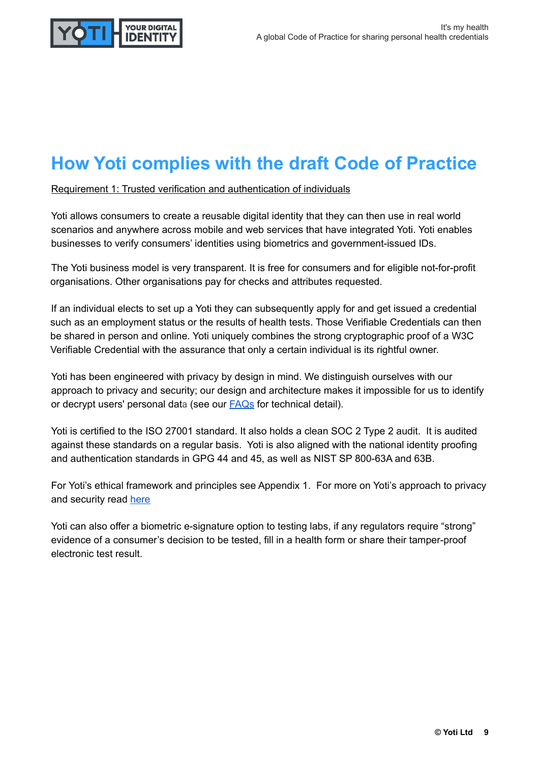# How Yoti complies with the draft Code of Practice

Requirement 1: Trusted verification and authentication of individuals

Yoti allows consumers to create a reusable digital identity that they can then use in real world scenarios and anywhere across mobile and web services that have integrated Yoti. Yoti enables businesses to verify consumers' identities using biometrics and government-issued IDs.

The Yoti business model is very transparent. It is free for consumers and for eligible not-for-profit organisations. Other organisations pay for checks and attributes requested.

If an individual elects to set up a Yoti they can subsequently apply for and get issued a credential such as an employment status or the results of health tests. Those Verifiable Credentials can then be shared in person and online. Yoti uniquely combines the strong cryptographic proof of a W3C Verifiable Credential with the assurance that only a certain individual is its rightful owner.

Yoti has been engineered with privacy by design in mind. We distinguish ourselves with our approach to privacy and security; our design and architecture makes it impossible for us to identify or decrypt users' personal data (see our FAQs for technical detail).

Yoti is certified to the ISO 27001 standard. It also holds a clean SOC 2 Type 2 audit. It is audited against these standards on a regular basis. Yoti is also aligned with the national identity proofing and authentication standards in GPG 44 and 45, as well as NIST SP 800-63A and 63B.

For Yoti's ethical framework and principles see Appendix 1. For more on Yoti's approach to privacy and security read here

Yoti can also offer a biometric e-signature option to testing labs, if any regulators require "strong" evidence of a consumer's decision to be tested, fill in a health form or share their tamper-proof electronic test result.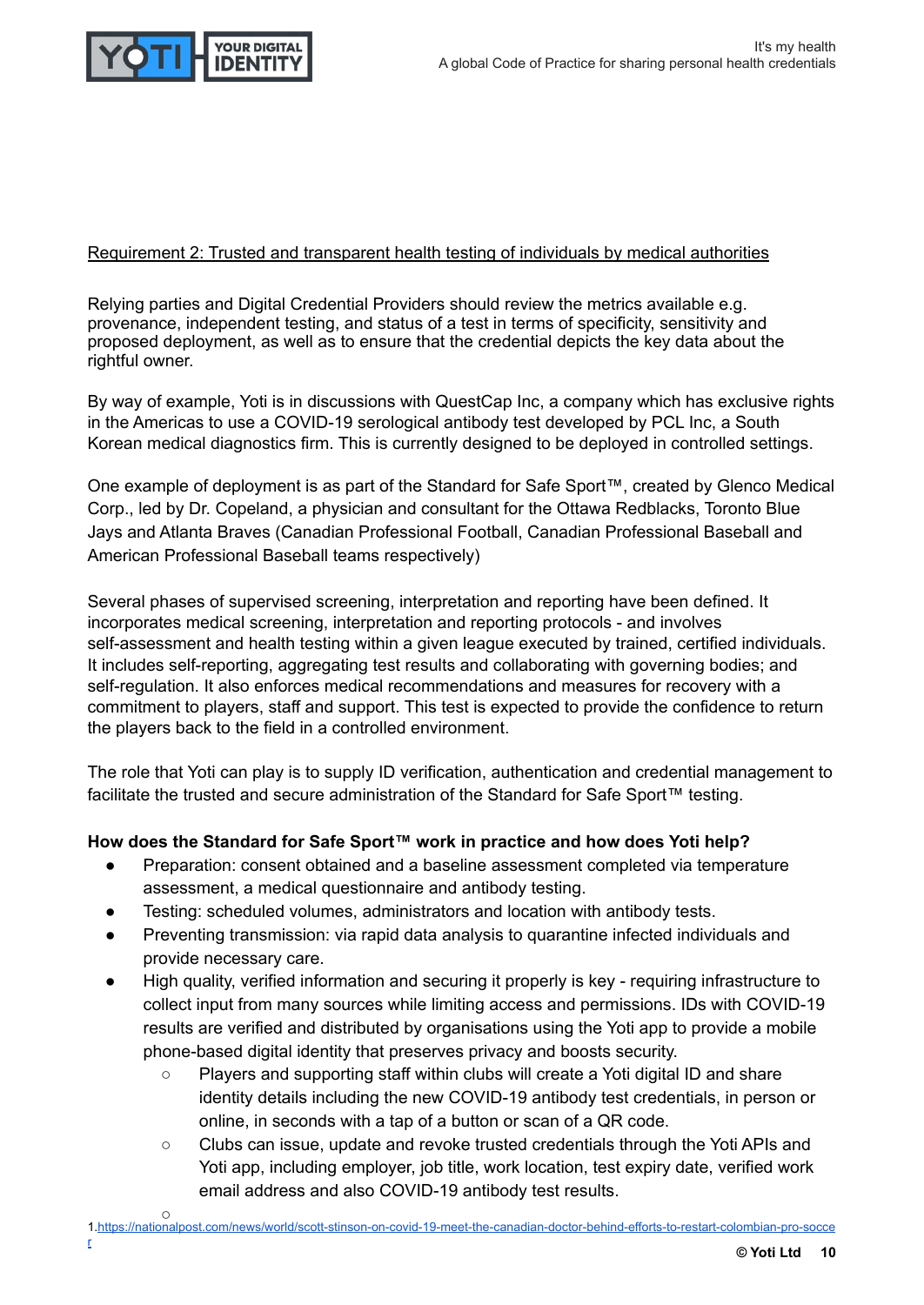Requirement 2: Trusted and transparent health testing of individuals by medical authorities

Relying parties and Digital Credential Providers should review the metrics available e.g. provenance, independent testing, and status of a test in terms of specificity, sensitivity and proposed deployment, as well as to ensure that the credential depicts the key data about the rightful owner.

By way of example, Yoti is in discussions with QuestCap Inc, a company which has exclusive rights in the Americas to use a COVID-19 serological antibody test developed by PCL Inc, a South Korean medical diagnostics firm. This is currently designed to be deployed in controlled settings.

One example of deployment is as part of the Standard for Safe Sport™, created by Glenco Medical Corp., led by Dr. Copeland, a physician and consultant for the Ottawa Redblacks, Toronto Blue Jays and Atlanta Braves (Canadian Professional Football, Canadian Professional Baseball and American Professional Baseball teams respectively)

Several phases of supervised screening, interpretation and reporting have been defined. It incorporates medical screening, interpretation and reporting protocols - and involves self-assessment and health testing within a given league executed by trained, certified individuals. It includes self-reporting, aggregating test results and collaborating with governing bodies; and self-regulation. It also enforces medical recommendations and measures for recovery with a commitment to players, staff and support. This test is expected to provide the confidence to return the players back to the field in a controlled environment.

The role that Yoti can play is to supply ID verification, authentication and credential management to facilitate the trusted and secure administration of the Standard for Safe Sport™ testing.

**How does the Standard for Safe Sport™ work in practice and how does Yoti help?**

- Preparation: consent obtained and a baseline assessment completed via temperature assessment, a medical questionnaire and antibody testing.
- Testing: scheduled volumes, administrators and location with antibody tests.
- Preventing transmission: via rapid data analysis to quarantine infected individuals and provide necessary care.
- High quality, verified information and securing it properly is key - requiring infrastructure to collect input from many sources while limiting access and permissions. IDs with COVID-19 results are verified and distributed by organisations using the Yoti app to provide a mobile phone-based digital identity that preserves privacy and boosts security.
    - Players and supporting staff within clubs will create a Yoti digital ID and share identity details including the new COVID-19 antibody test credentials, in person or online, in seconds with a tap of a button or scan of a QR code.
    - Clubs can issue, update and revoke trusted credentials through the Yoti APIs and Yoti app, including employer, job title, work location, test expiry date, verified work email address and also COVID-19 antibody test results.

1. https://nationalpost.com/news/world/scott-stinson-on-covid-19-meet-the-canadian-doctor-behind-efforts-to-restart-colombian-pro-soccer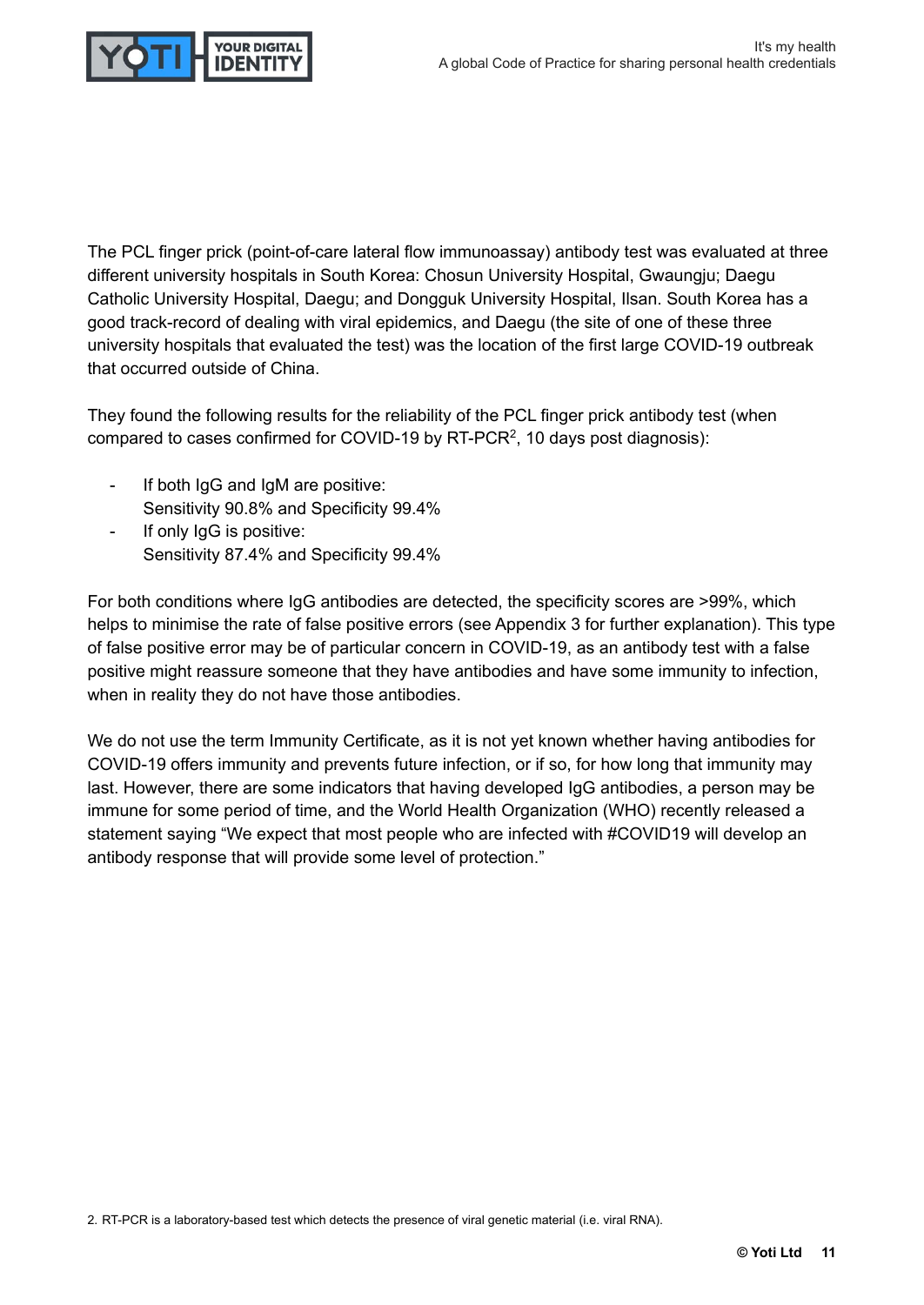The PCL finger prick (point-of-care lateral flow immunoassay) antibody test was evaluated at three different university hospitals in South Korea: Chosun University Hospital, Gwaungju; Daegu Catholic University Hospital, Daegu; and Dongguk University Hospital, Ilsan. South Korea has a good track-record of dealing with viral epidemics, and Daegu (the site of one of these three university hospitals that evaluated the test) was the location of the first large COVID-19 outbreak that occurred outside of China.

They found the following results for the reliability of the PCL finger prick antibody test (when compared to cases confirmed for COVID-19 by RT-PCR[2], 10 days post diagnosis):

- If both IgG and IgM are positive:
  Sensitivity 90.8% and Specificity 99.4%
- If only IgG is positive:
  Sensitivity 87.4% and Specificity 99.4%

For both conditions where IgG antibodies are detected, the specificity scores are >99%, which helps to minimise the rate of false positive errors (see Appendix 3 for further explanation). This type of false positive error may be of particular concern in COVID-19, as an antibody test with a false positive might reassure someone that they have antibodies and have some immunity to infection, when in reality they do not have those antibodies.

We do not use the term Immunity Certificate, as it is not yet known whether having antibodies for COVID-19 offers immunity and prevents future infection, or if so, for how long that immunity may last. However, there are some indicators that having developed IgG antibodies, a person may be immune for some period of time, and the World Health Organization (WHO) recently released a statement saying “We expect that most people who are infected with #COVID19 will develop an antibody response that will provide some level of protection.”

2. RT-PCR is a laboratory-based test which detects the presence of viral genetic material (i.e. viral RNA).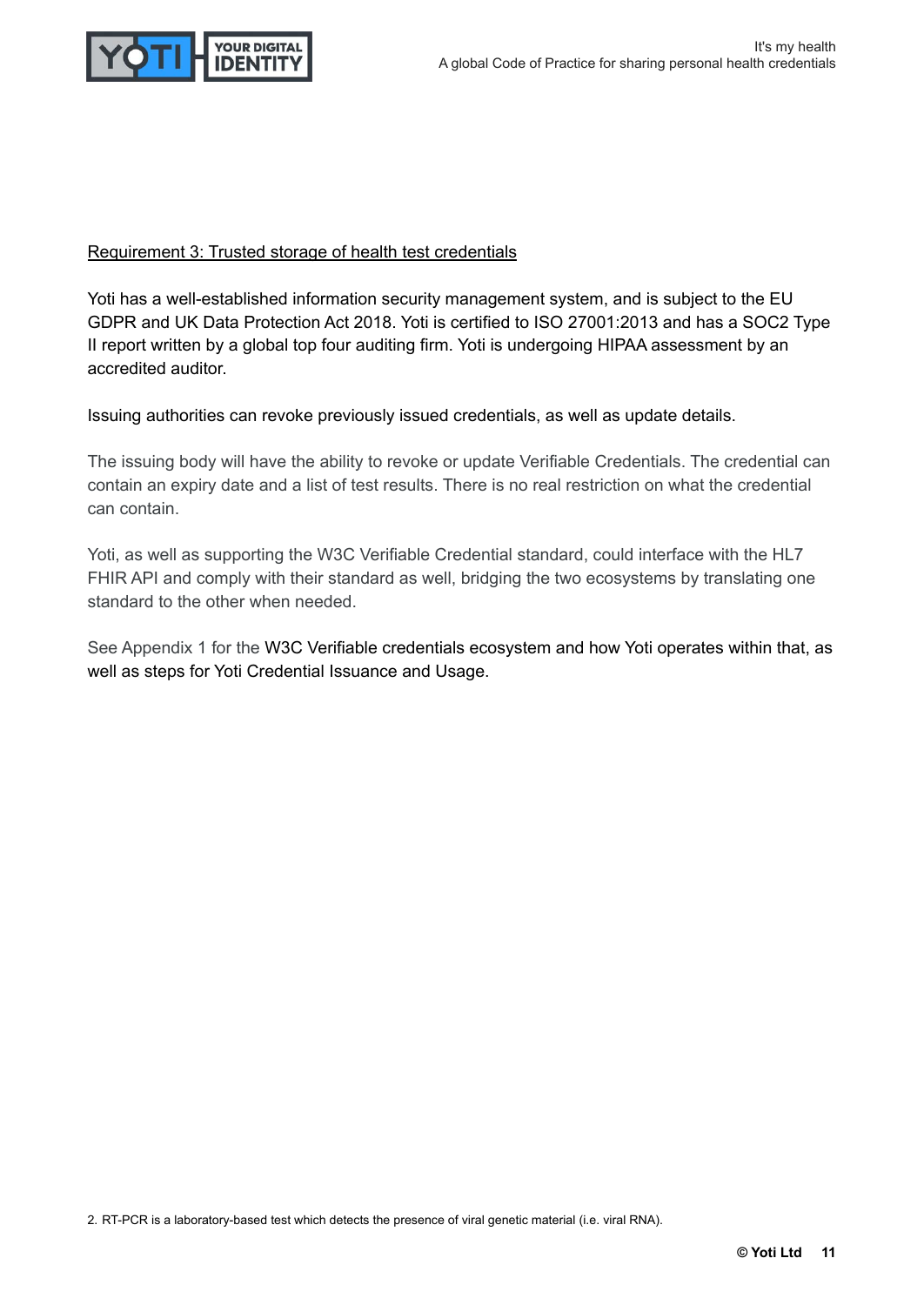Requirement 3: Trusted storage of health test credentials

Yoti has a well-established information security management system, and is subject to the EU GDPR and UK Data Protection Act 2018. Yoti is certified to ISO 27001:2013 and has a SOC2 Type II report written by a global top four auditing firm. Yoti is undergoing HIPAA assessment by an accredited auditor.

Issuing authorities can revoke previously issued credentials, as well as update details.

The issuing body will have the ability to revoke or update Verifiable Credentials. The credential can contain an expiry date and a list of test results. There is no real restriction on what the credential can contain.

Yoti, as well as supporting the W3C Verifiable Credential standard, could interface with the HL7 FHIR API and comply with their standard as well, bridging the two ecosystems by translating one standard to the other when needed.

See Appendix 1 for the W3C Verifiable credentials ecosystem and how Yoti operates within that, as well as steps for Yoti Credential Issuance and Usage.

2. RT-PCR is a laboratory-based test which detects the presence of viral genetic material (i.e. viral RNA).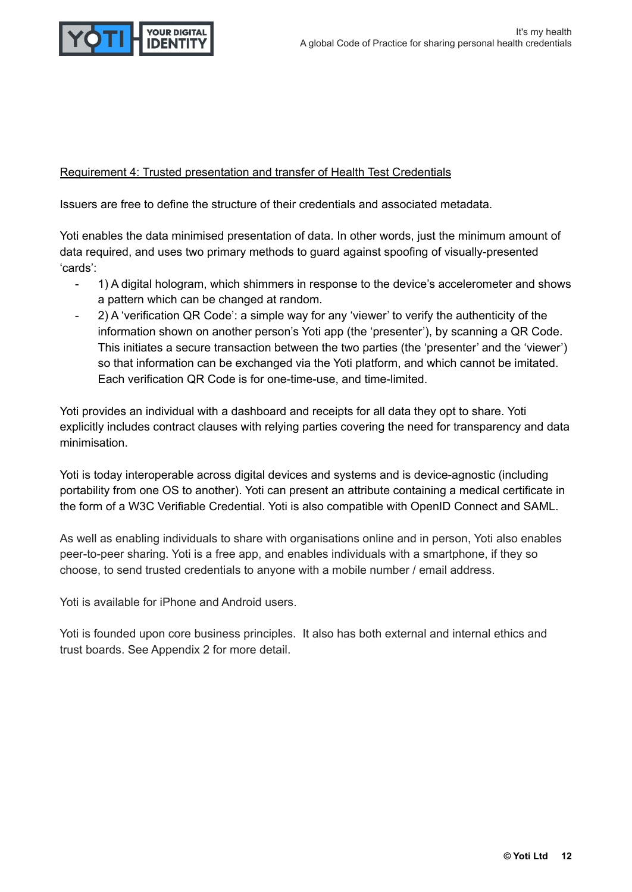<u>Requirement 4: Trusted presentation and transfer of Health Test Credentials</u>

Issuers are free to define the structure of their credentials and associated metadata.

Yoti enables the data minimised presentation of data. In other words, just the minimum amount of data required, and uses two primary methods to guard against spoofing of visually-presented 'cards':

- 1) A digital hologram, which shimmers in response to the device's accelerometer and shows a pattern which can be changed at random.
- 2) A 'verification QR Code': a simple way for any 'viewer' to verify the authenticity of the information shown on another person's Yoti app (the 'presenter'), by scanning a QR Code. This initiates a secure transaction between the two parties (the 'presenter' and the 'viewer') so that information can be exchanged via the Yoti platform, and which cannot be imitated. Each verification QR Code is for one-time-use, and time-limited.

Yoti provides an individual with a dashboard and receipts for all data they opt to share. Yoti explicitly includes contract clauses with relying parties covering the need for transparency and data minimisation.

Yoti is today interoperable across digital devices and systems and is device-agnostic (including portability from one OS to another). Yoti can present an attribute containing a medical certificate in the form of a W3C Verifiable Credential. Yoti is also compatible with OpenID Connect and SAML.

As well as enabling individuals to share with organisations online and in person, Yoti also enables peer-to-peer sharing. Yoti is a free app, and enables individuals with a smartphone, if they so choose, to send trusted credentials to anyone with a mobile number / email address.

Yoti is available for iPhone and Android users.

Yoti is founded upon core business principles. It also has both external and internal ethics and trust boards. See Appendix 2 for more detail.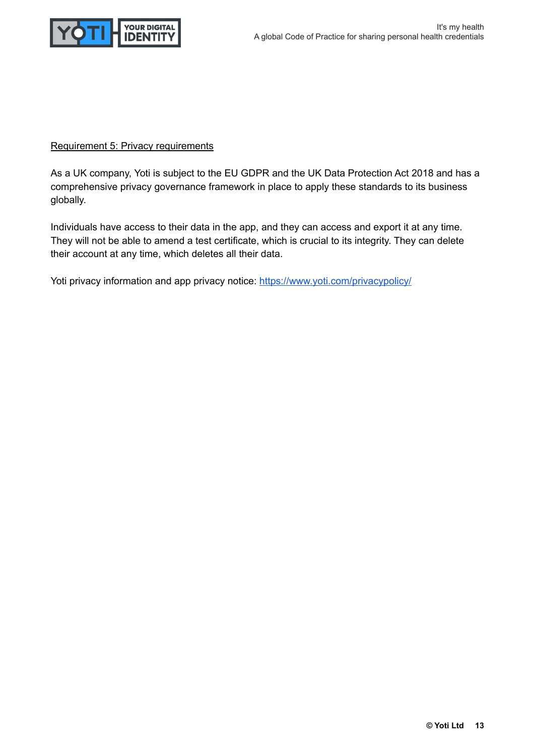Requirement 5: Privacy requirements

As a UK company, Yoti is subject to the EU GDPR and the UK Data Protection Act 2018 and has a comprehensive privacy governance framework in place to apply these standards to its business globally.

Individuals have access to their data in the app, and they can access and export it at any time. They will not be able to amend a test certificate, which is crucial to its integrity. They can delete their account at any time, which deletes all their data.

Yoti privacy information and app privacy notice: [https://www.yoti.com/privacypolicy/](https://www.yoti.com/privacypolicy/)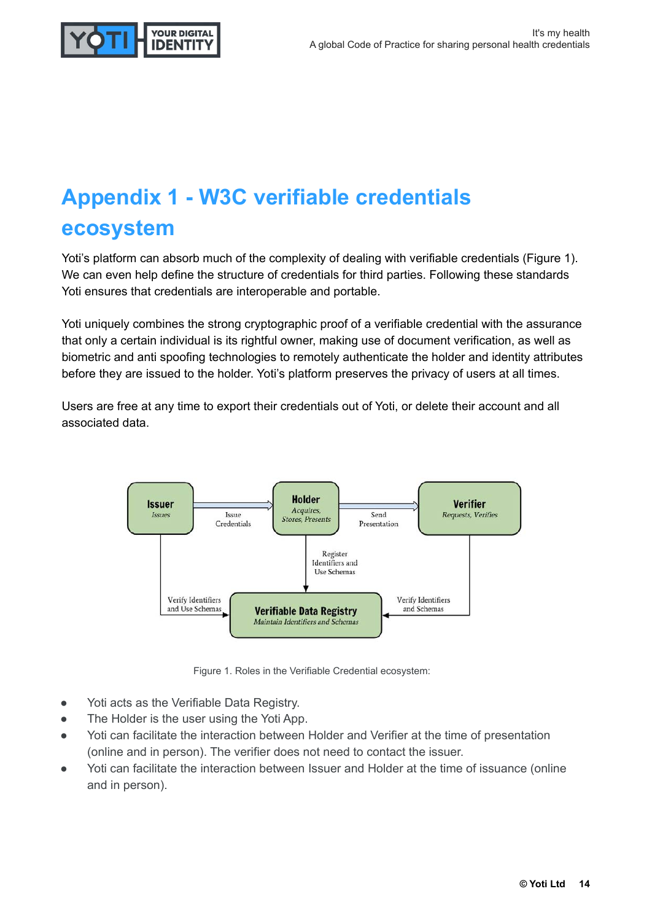# Appendix 1 - W3C verifiable credentials ecosystem

Yoti's platform can absorb much of the complexity of dealing with verifiable credentials (Figure 1). We can even help define the structure of credentials for third parties. Following these standards Yoti ensures that credentials are interoperable and portable.

Yoti uniquely combines the strong cryptographic proof of a verifiable credential with the assurance that only a certain individual is its rightful owner, making use of document verification, as well as biometric and anti spoofing technologies to remotely authenticate the holder and identity attributes before they are issued to the holder. Yoti's platform preserves the privacy of users at all times.

Users are free at any time to export their credentials out of Yoti, or delete their account and all associated data.

**Issuer** *Issues* → Issue Credentials → **Holder** *Acquires, Stores, Presents* → Send Presentation → **Verifier** *Requests, Verifies*

Issuer → Verify Identifiers and Use Schemas → **Verifiable Data Registry** *Maintain Identifiers and Schemas*

Holder → Register Identifiers and Use Schemas → **Verifiable Data Registry**

Verifier → Verify Identifiers and Schemas → **Verifiable Data Registry**

Figure 1. Roles in the Verifiable Credential ecosystem:

- Yoti acts as the Verifiable Data Registry.
- The Holder is the user using the Yoti App.
- Yoti can facilitate the interaction between Holder and Verifier at the time of presentation (online and in person). The verifier does not need to contact the issuer.
- Yoti can facilitate the interaction between Issuer and Holder at the time of issuance (online and in person).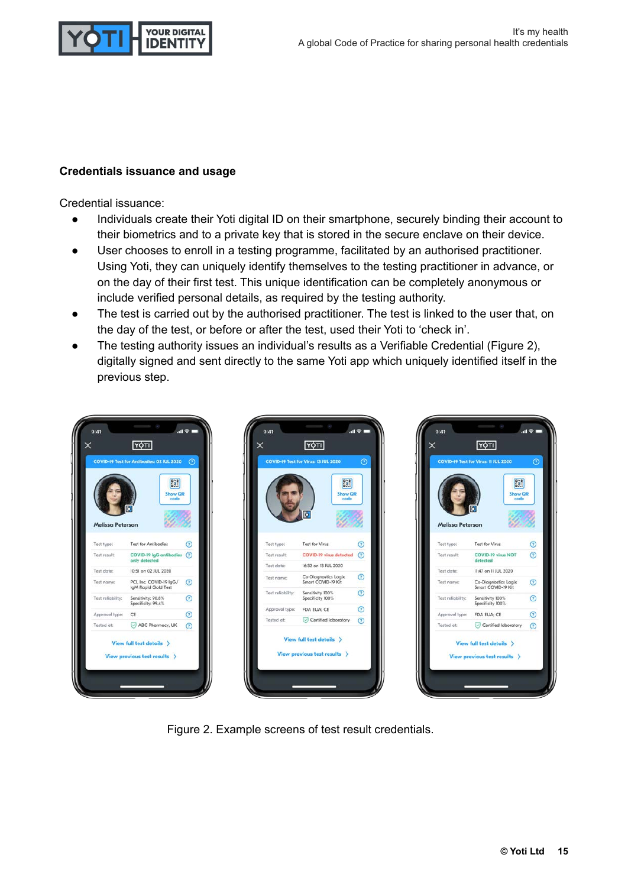**Credentials issuance and usage**

Credential issuance:

- Individuals create their Yoti digital ID on their smartphone, securely binding their account to their biometrics and to a private key that is stored in the secure enclave on their device.
- User chooses to enroll in a testing programme, facilitated by an authorised practitioner. Using Yoti, they can uniquely identify themselves to the testing practitioner in advance, or on the day of their first test. This unique identification can be completely anonymous or include verified personal details, as required by the testing authority.
- The test is carried out by the authorised practitioner. The test is linked to the user that, on the day of the test, or before or after the test, used their Yoti to 'check in'.
- The testing authority issues an individual's results as a Verifiable Credential (Figure 2), digitally signed and sent directly to the same Yoti app which uniquely identified itself in the previous step.

Figure 2. Example screens of test result credentials.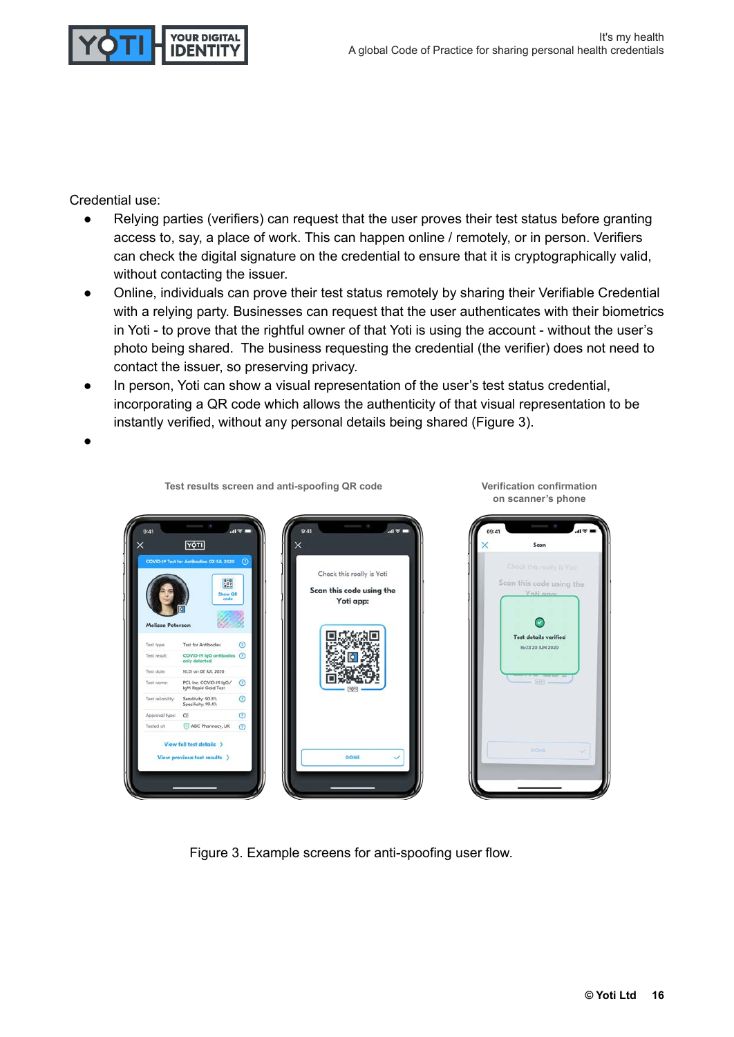Credential use:

- Relying parties (verifiers) can request that the user proves their test status before granting access to, say, a place of work. This can happen online / remotely, or in person. Verifiers can check the digital signature on the credential to ensure that it is cryptographically valid, without contacting the issuer.
- Online, individuals can prove their test status remotely by sharing their Verifiable Credential with a relying party. Businesses can request that the user authenticates with their biometrics in Yoti - to prove that the rightful owner of that Yoti is using the account - without the user's photo being shared. The business requesting the credential (the verifier) does not need to contact the issuer, so preserving privacy.
- In person, Yoti can show a visual representation of the user's test status credential, incorporating a QR code which allows the authenticity of that visual representation to be instantly verified, without any personal details being shared (Figure 3).
-

Figure 3. Example screens for anti-spoofing user flow.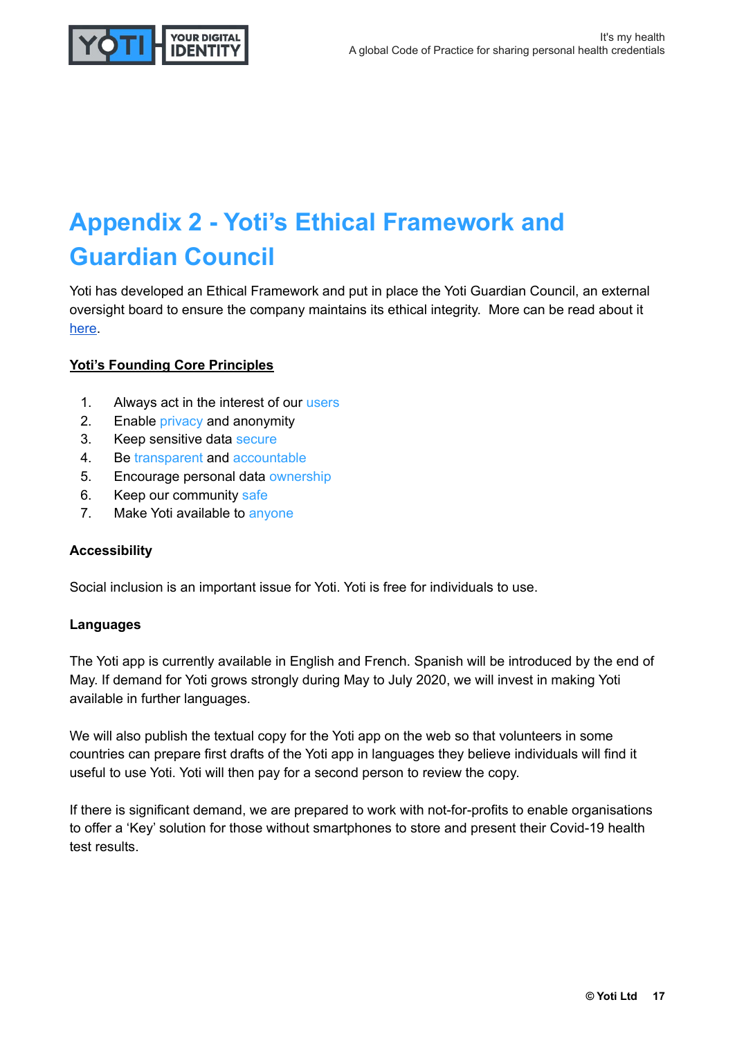# Appendix 2 - Yoti's Ethical Framework and Guardian Council

Yoti has developed an Ethical Framework and put in place the Yoti Guardian Council, an external oversight board to ensure the company maintains its ethical integrity. More can be read about it here.

**Yoti's Founding Core Principles**

1. Always act in the interest of our users
2. Enable privacy and anonymity
3. Keep sensitive data secure
4. Be transparent and accountable
5. Encourage personal data ownership
6. Keep our community safe
7. Make Yoti available to anyone

**Accessibility**

Social inclusion is an important issue for Yoti. Yoti is free for individuals to use.

**Languages**

The Yoti app is currently available in English and French. Spanish will be introduced by the end of May. If demand for Yoti grows strongly during May to July 2020, we will invest in making Yoti available in further languages.

We will also publish the textual copy for the Yoti app on the web so that volunteers in some countries can prepare first drafts of the Yoti app in languages they believe individuals will find it useful to use Yoti. Yoti will then pay for a second person to review the copy.

If there is significant demand, we are prepared to work with not-for-profits to enable organisations to offer a 'Key' solution for those without smartphones to store and present their Covid-19 health test results.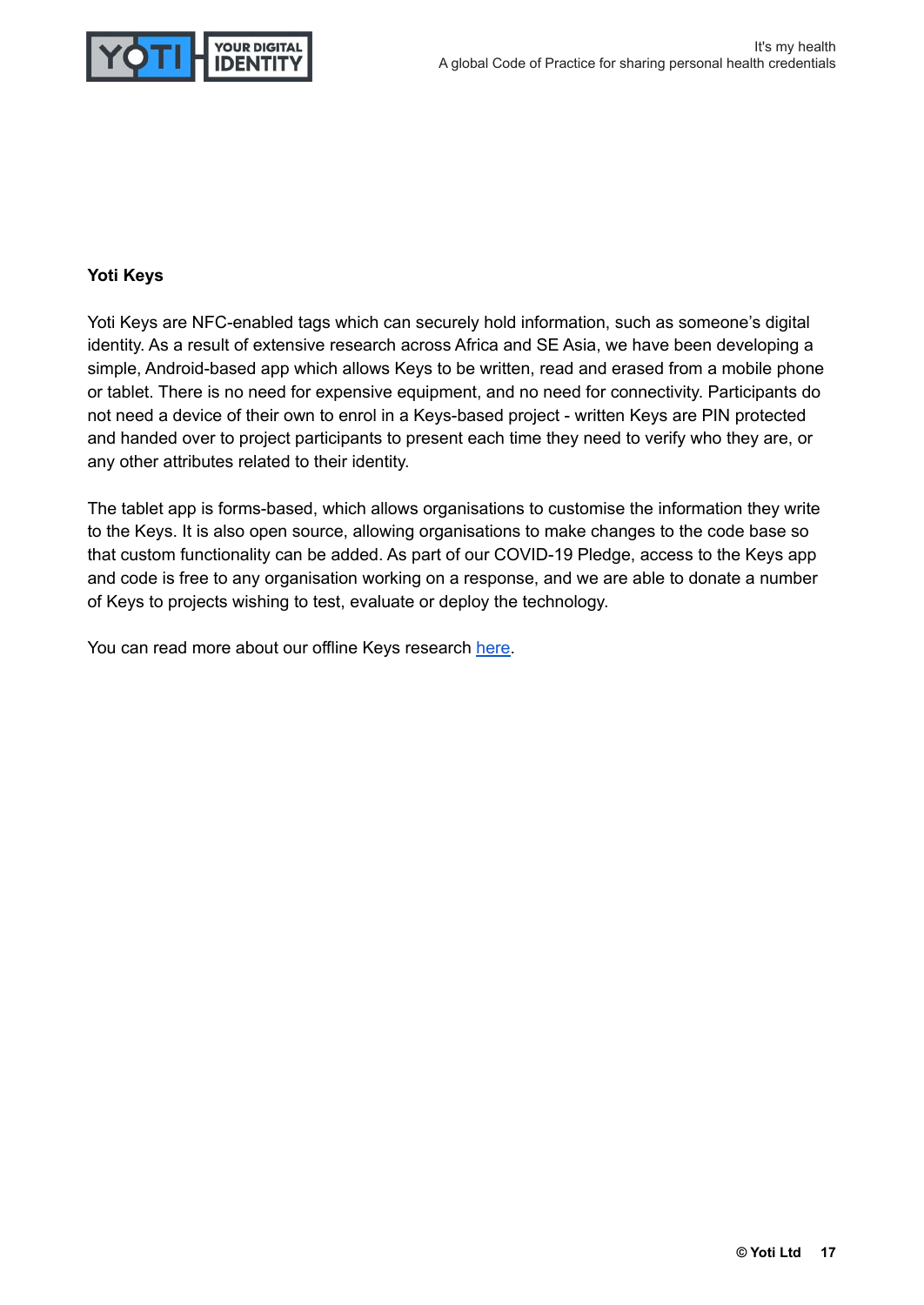**Yoti Keys**

Yoti Keys are NFC-enabled tags which can securely hold information, such as someone's digital identity. As a result of extensive research across Africa and SE Asia, we have been developing a simple, Android-based app which allows Keys to be written, read and erased from a mobile phone or tablet. There is no need for expensive equipment, and no need for connectivity. Participants do not need a device of their own to enrol in a Keys-based project - written Keys are PIN protected and handed over to project participants to present each time they need to verify who they are, or any other attributes related to their identity.

The tablet app is forms-based, which allows organisations to customise the information they write to the Keys. It is also open source, allowing organisations to make changes to the code base so that custom functionality can be added. As part of our COVID-19 Pledge, access to the Keys app and code is free to any organisation working on a response, and we are able to donate a number of Keys to projects wishing to test, evaluate or deploy the technology.

You can read more about our offline Keys research here.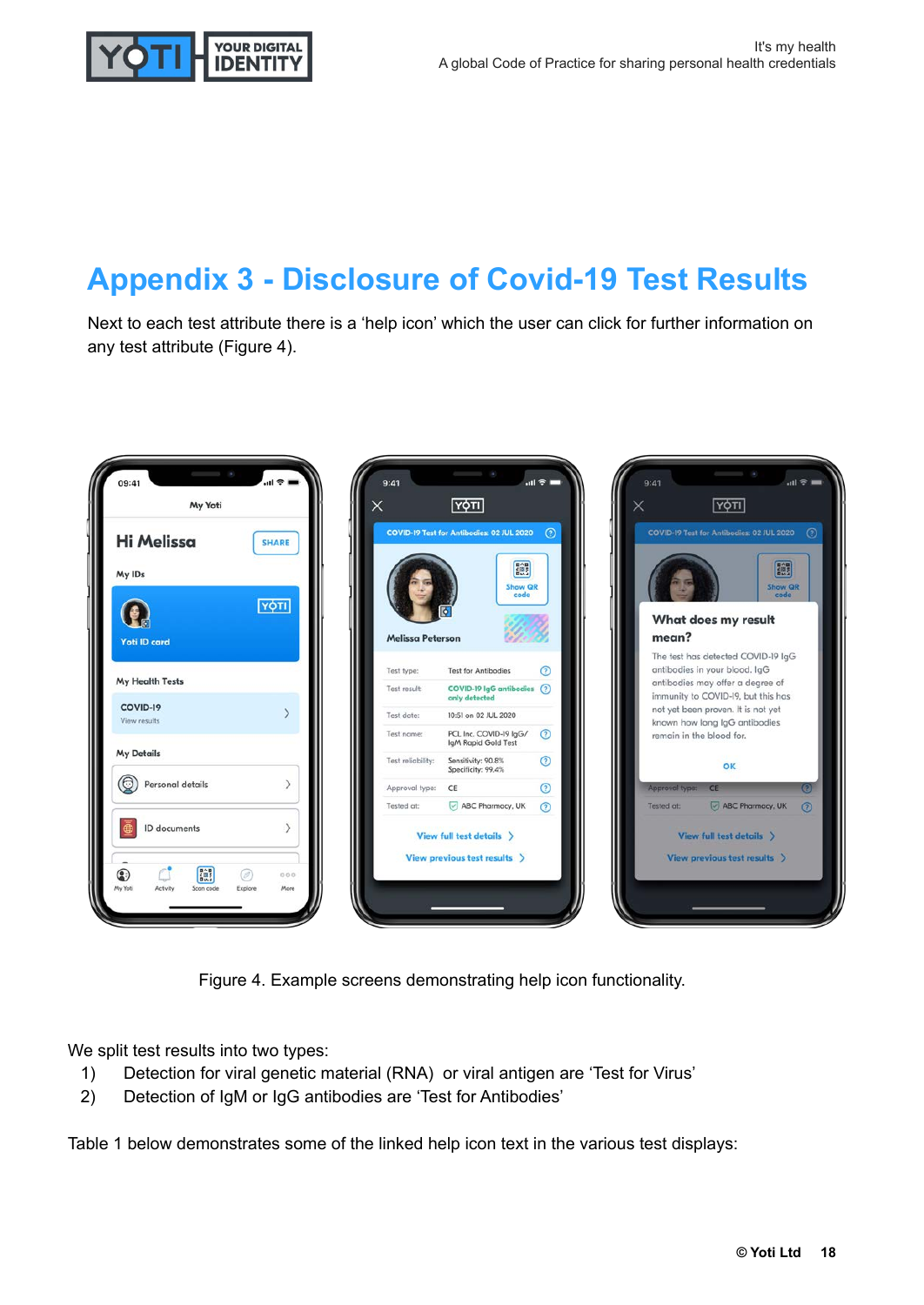# Appendix 3 - Disclosure of Covid-19 Test Results

Next to each test attribute there is a ‘help icon’ which the user can click for further information on any test attribute (Figure 4).

Figure 4. Example screens demonstrating help icon functionality.

We split test results into two types:

1) Detection for viral genetic material (RNA) or viral antigen are ‘Test for Virus’
2) Detection of IgM or IgG antibodies are ‘Test for Antibodies’

Table 1 below demonstrates some of the linked help icon text in the various test displays: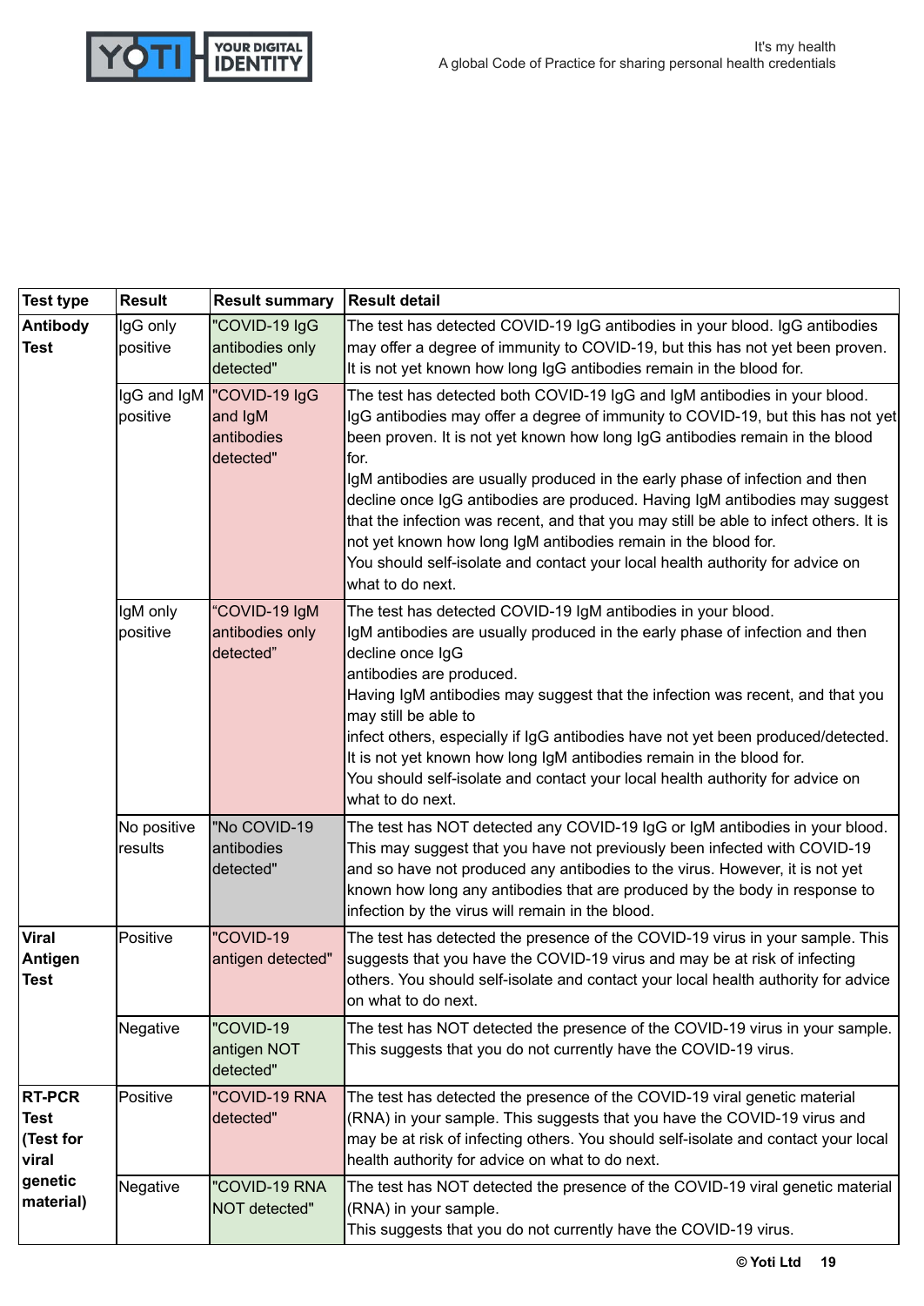| Test type | Result | Result summary | Result detail |
|---|---|---|---|
| **Antibody Test** | IgG only positive | "COVID-19 IgG antibodies only detected" | The test has detected COVID-19 IgG antibodies in your blood. IgG antibodies may offer a degree of immunity to COVID-19, but this has not yet been proven. It is not yet known how long IgG antibodies remain in the blood for. |
| | IgG and IgM positive | "COVID-19 IgG and IgM antibodies detected" | The test has detected both COVID-19 IgG and IgM antibodies in your blood. IgG antibodies may offer a degree of immunity to COVID-19, but this has not yet been proven. It is not yet known how long IgG antibodies remain in the blood for.<br>IgM antibodies are usually produced in the early phase of infection and then decline once IgG antibodies are produced. Having IgM antibodies may suggest that the infection was recent, and that you may still be able to infect others. It is not yet known how long IgM antibodies remain in the blood for.<br>You should self-isolate and contact your local health authority for advice on what to do next. |
| | IgM only positive | “COVID-19 IgM antibodies only detected” | The test has detected COVID-19 IgM antibodies in your blood.<br>IgM antibodies are usually produced in the early phase of infection and then decline once IgG antibodies are produced.<br>Having IgM antibodies may suggest that the infection was recent, and that you may still be able to infect others, especially if IgG antibodies have not yet been produced/detected.<br>It is not yet known how long IgM antibodies remain in the blood for.<br>You should self-isolate and contact your local health authority for advice on what to do next. |
| | No positive results | "No COVID-19 antibodies detected" | The test has NOT detected any COVID-19 IgG or IgM antibodies in your blood. This may suggest that you have not previously been infected with COVID-19 and so have not produced any antibodies to the virus. However, it is not yet known how long any antibodies that are produced by the body in response to infection by the virus will remain in the blood. |
| **Viral Antigen Test** | Positive | "COVID-19 antigen detected" | The test has detected the presence of the COVID-19 virus in your sample. This suggests that you have the COVID-19 virus and may be at risk of infecting others. You should self-isolate and contact your local health authority for advice on what to do next. |
| | Negative | "COVID-19 antigen NOT detected" | The test has NOT detected the presence of the COVID-19 virus in your sample. This suggests that you do not currently have the COVID-19 virus. |
| **RT-PCR Test (Test for viral genetic material)** | Positive | "COVID-19 RNA detected" | The test has detected the presence of the COVID-19 viral genetic material (RNA) in your sample. This suggests that you have the COVID-19 virus and may be at risk of infecting others. You should self-isolate and contact your local health authority for advice on what to do next. |
| | Negative | "COVID-19 RNA NOT detected" | The test has NOT detected the presence of the COVID-19 viral genetic material (RNA) in your sample.<br>This suggests that you do not currently have the COVID-19 virus. |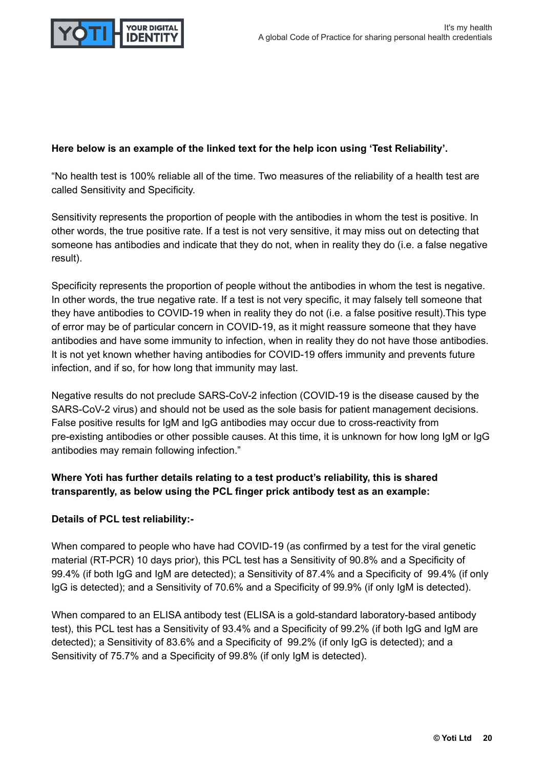**Here below is an example of the linked text for the help icon using 'Test Reliability'.**

"No health test is 100% reliable all of the time. Two measures of the reliability of a health test are called Sensitivity and Specificity.

Sensitivity represents the proportion of people with the antibodies in whom the test is positive. In other words, the true positive rate. If a test is not very sensitive, it may miss out on detecting that someone has antibodies and indicate that they do not, when in reality they do (i.e. a false negative result).

Specificity represents the proportion of people without the antibodies in whom the test is negative. In other words, the true negative rate. If a test is not very specific, it may falsely tell someone that they have antibodies to COVID-19 when in reality they do not (i.e. a false positive result).This type of error may be of particular concern in COVID-19, as it might reassure someone that they have antibodies and have some immunity to infection, when in reality they do not have those antibodies. It is not yet known whether having antibodies for COVID-19 offers immunity and prevents future infection, and if so, for how long that immunity may last.

Negative results do not preclude SARS-CoV-2 infection (COVID-19 is the disease caused by the SARS-CoV-2 virus) and should not be used as the sole basis for patient management decisions. False positive results for IgM and IgG antibodies may occur due to cross-reactivity from pre-existing antibodies or other possible causes. At this time, it is unknown for how long IgM or IgG antibodies may remain following infection."

**Where Yoti has further details relating to a test product's reliability, this is shared transparently, as below using the PCL finger prick antibody test as an example:**

**Details of PCL test reliability:-**

When compared to people who have had COVID-19 (as confirmed by a test for the viral genetic material (RT-PCR) 10 days prior), this PCL test has a Sensitivity of 90.8% and a Specificity of 99.4% (if both IgG and IgM are detected); a Sensitivity of 87.4% and a Specificity of 99.4% (if only IgG is detected); and a Sensitivity of 70.6% and a Specificity of 99.9% (if only IgM is detected).

When compared to an ELISA antibody test (ELISA is a gold-standard laboratory-based antibody test), this PCL test has a Sensitivity of 93.4% and a Specificity of 99.2% (if both IgG and IgM are detected); a Sensitivity of 83.6% and a Specificity of 99.2% (if only IgG is detected); and a Sensitivity of 75.7% and a Specificity of 99.8% (if only IgM is detected).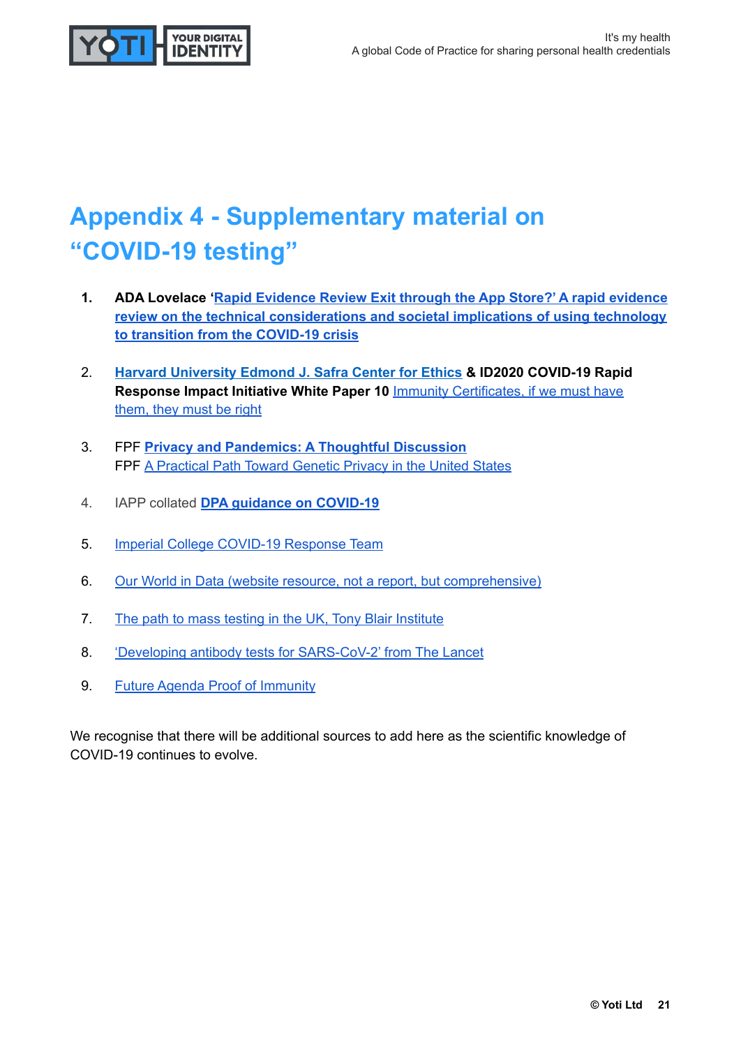# Appendix 4 - Supplementary material on "COVID-19 testing"

1. **ADA Lovelace '[Rapid Evidence Review Exit through the App Store?' A rapid evidence review on the technical considerations and societal implications of using technology to transition from the COVID-19 crisis](#)**

2. **[Harvard University Edmond J. Safra Center for Ethics](#) & ID2020 COVID-19 Rapid Response Impact Initiative White Paper 10** [Immunity Certificates, if we must have them, they must be right](#)

3. FPF **[Privacy and Pandemics: A Thoughtful Discussion](#)**
   FPF [A Practical Path Toward Genetic Privacy in the United States](#)

4. IAPP collated **[DPA guidance on COVID-19](#)**

5. [Imperial College COVID-19 Response Team](#)

6. [Our World in Data (website resource, not a report, but comprehensive)](#)

7. [The path to mass testing in the UK, Tony Blair Institute](#)

8. ['Developing antibody tests for SARS-CoV-2' from The Lancet](#)

9. [Future Agenda Proof of Immunity](#)

We recognise that there will be additional sources to add here as the scientific knowledge of COVID-19 continues to evolve.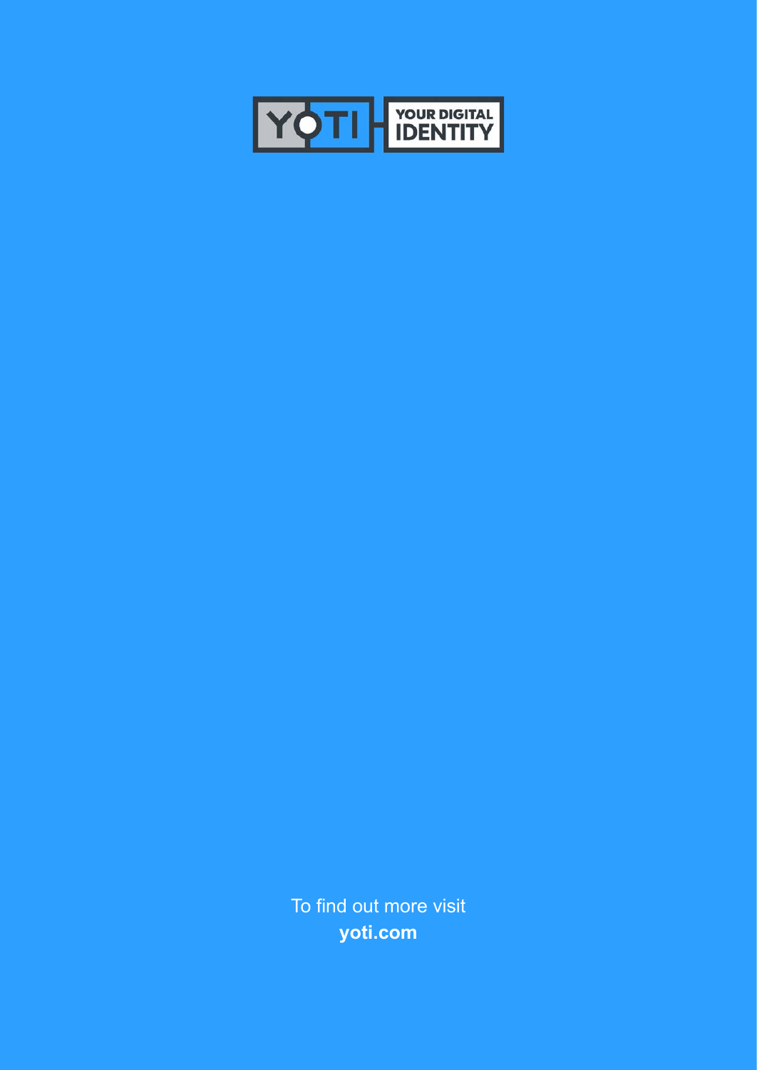YOTI YOUR DIGITAL IDENTITY

To find out more visit
**yoti.com**